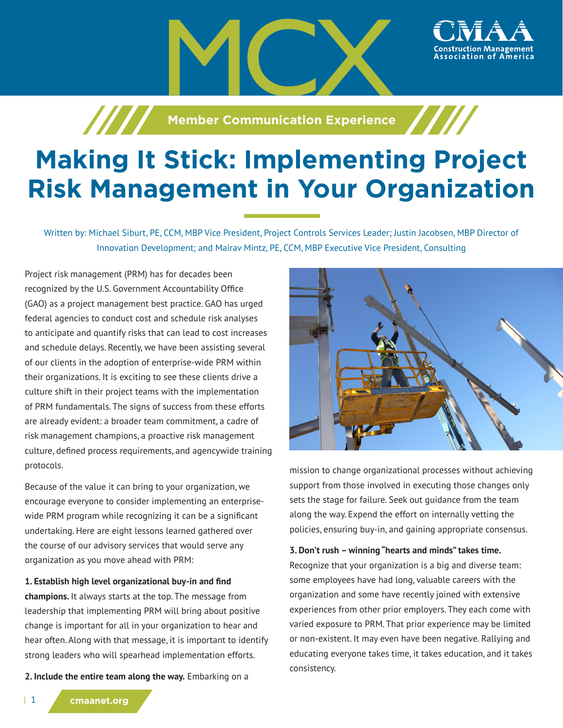# MCX

**Member Communication Experience**

# Making It Stick: Implementing Project Risk Management in Your Organization

Written by: Michael Siburt, PE, CCM, MBP Vice President, Project Controls Services Leader; Justin Jacobsen, MBP Director of Innovation Development; and Mairav Mintz, PE, CCM, MBP Executive Vice President, Consulting

Project risk management (PRM) has for decades been recognized by the U.S. Government Accountability Office (GAO) as a project management best practice. GAO has urged federal agencies to conduct cost and schedule risk analyses to anticipate and quantify risks that can lead to cost increases and schedule delays. Recently, we have been assisting several of our clients in the adoption of enterprise-wide PRM within their organizations. It is exciting to see these clients drive a culture shift in their project teams with the implementation of PRM fundamentals. The signs of success from these efforts are already evident: a broader team commitment, a cadre of risk management champions, a proactive risk management culture, defined process requirements, and agencywide training protocols.

Because of the value it can bring to your organization, we encourage everyone to consider implementing an enterprise-wide PRM program while recognizing it can be a significant undertaking. Here are eight lessons learned gathered over the course of our advisory services that would serve any organization as you move ahead with PRM:

**1. Establish high level organizational buy-in and find champions.** It always starts at the top. The message from leadership that implementing PRM will bring about positive change is important for all in your organization to hear and hear often. Along with that message, it is important to identify strong leaders who will spearhead implementation efforts.

**2. Include the entire team along the way.** Embarking on a mission to change organizational processes without achieving support from those involved in executing those changes only sets the stage for failure. Seek out guidance from the team along the way. Expend the effort on internally vetting the policies, ensuring buy-in, and gaining appropriate consensus.

**3. Don't rush – winning "hearts and minds" takes time.** Recognize that your organization is a big and diverse team: some employees have had long, valuable careers with the organization and some have recently joined with extensive experiences from other prior employers. They each come with varied exposure to PRM. That prior experience may be limited or non-existent. It may even have been negative. Rallying and educating everyone takes time, it takes education, and it takes consistency.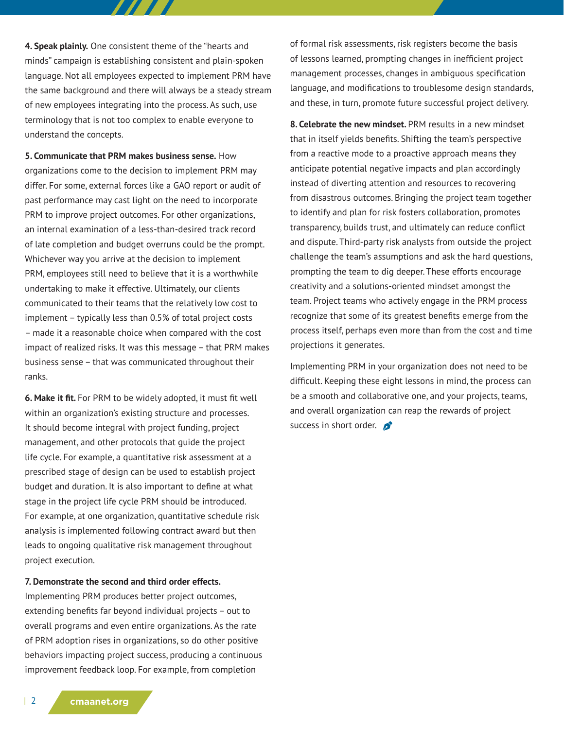**4. Speak plainly.** One consistent theme of the "hearts and minds" campaign is establishing consistent and plain-spoken language. Not all employees expected to implement PRM have the same background and there will always be a steady stream of new employees integrating into the process. As such, use terminology that is not too complex to enable everyone to understand the concepts.

**5. Communicate that PRM makes business sense.** How organizations come to the decision to implement PRM may differ. For some, external forces like a GAO report or audit of past performance may cast light on the need to incorporate PRM to improve project outcomes. For other organizations, an internal examination of a less-than-desired track record of late completion and budget overruns could be the prompt. Whichever way you arrive at the decision to implement PRM, employees still need to believe that it is a worthwhile undertaking to make it effective. Ultimately, our clients communicated to their teams that the relatively low cost to implement – typically less than 0.5% of total project costs – made it a reasonable choice when compared with the cost impact of realized risks. It was this message – that PRM makes business sense – that was communicated throughout their ranks.

**6. Make it fit.** For PRM to be widely adopted, it must fit well within an organization's existing structure and processes. It should become integral with project funding, project management, and other protocols that guide the project life cycle. For example, a quantitative risk assessment at a prescribed stage of design can be used to establish project budget and duration. It is also important to define at what stage in the project life cycle PRM should be introduced. For example, at one organization, quantitative schedule risk analysis is implemented following contract award but then leads to ongoing qualitative risk management throughout project execution.

**7. Demonstrate the second and third order effects.** Implementing PRM produces better project outcomes, extending benefits far beyond individual projects – out to overall programs and even entire organizations. As the rate of PRM adoption rises in organizations, so do other positive behaviors impacting project success, producing a continuous improvement feedback loop. For example, from completion of formal risk assessments, risk registers become the basis of lessons learned, prompting changes in inefficient project management processes, changes in ambiguous specification language, and modifications to troublesome design standards, and these, in turn, promote future successful project delivery.

**8. Celebrate the new mindset.** PRM results in a new mindset that in itself yields benefits. Shifting the team's perspective from a reactive mode to a proactive approach means they anticipate potential negative impacts and plan accordingly instead of diverting attention and resources to recovering from disastrous outcomes. Bringing the project team together to identify and plan for risk fosters collaboration, promotes transparency, builds trust, and ultimately can reduce conflict and dispute. Third-party risk analysts from outside the project challenge the team's assumptions and ask the hard questions, prompting the team to dig deeper. These efforts encourage creativity and a solutions-oriented mindset amongst the team. Project teams who actively engage in the PRM process recognize that some of its greatest benefits emerge from the process itself, perhaps even more than from the cost and time projections it generates.

Implementing PRM in your organization does not need to be difficult. Keeping these eight lessons in mind, the process can be a smooth and collaborative one, and your projects, teams, and overall organization can reap the rewards of project success in short order.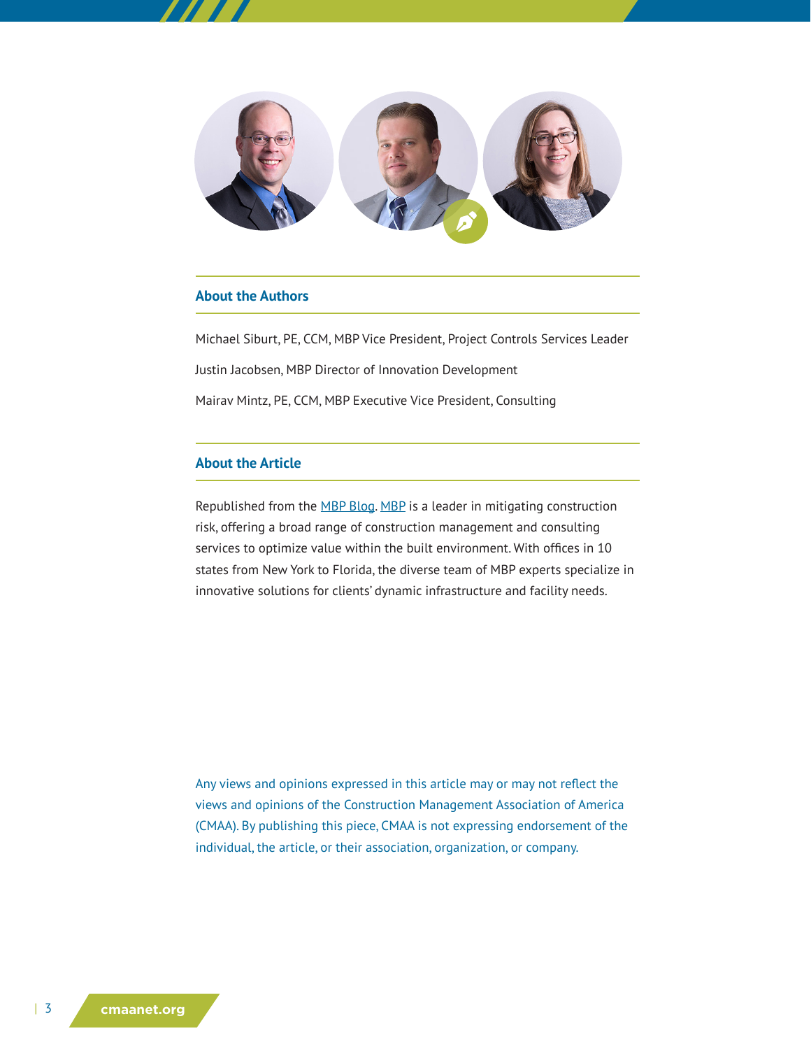## About the Authors

Michael Siburt, PE, CCM, MBP Vice President, Project Controls Services Leader

Justin Jacobsen, MBP Director of Innovation Development

Mairav Mintz, PE, CCM, MBP Executive Vice President, Consulting

## About the Article

Republished from the MBP Blog. MBP is a leader in mitigating construction risk, offering a broad range of construction management and consulting services to optimize value within the built environment. With offices in 10 states from New York to Florida, the diverse team of MBP experts specialize in innovative solutions for clients' dynamic infrastructure and facility needs.

Any views and opinions expressed in this article may or may not reflect the views and opinions of the Construction Management Association of America (CMAA). By publishing this piece, CMAA is not expressing endorsement of the individual, the article, or their association, organization, or company.